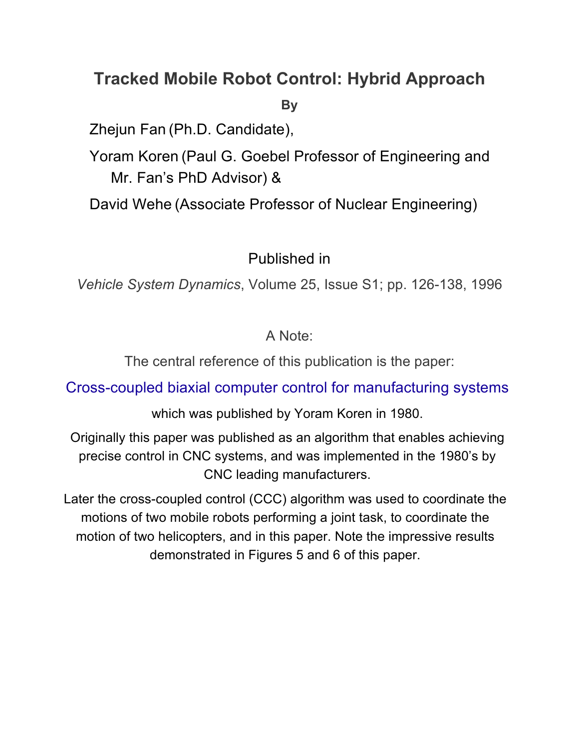# Tracked Mobile Robot Control: Hybrid Approach

**By**

Zhejun Fan (Ph.D. Candidate),

Yoram Koren (Paul G. Goebel Professor of Engineering and Mr. Fan's PhD Advisor) &

David Wehe (Associate Professor of Nuclear Engineering)

Published in

*Vehicle System Dynamics*, Volume 25, Issue S1; pp. 126-138, 1996

A Note:

The central reference of this publication is the paper:

Cross-coupled biaxial computer control for manufacturing systems

which was published by Yoram Koren in 1980.

Originally this paper was published as an algorithm that enables achieving precise control in CNC systems, and was implemented in the 1980's by CNC leading manufacturers.

Later the cross-coupled control (CCC) algorithm was used to coordinate the motions of two mobile robots performing a joint task, to coordinate the motion of two helicopters, and in this paper. Note the impressive results demonstrated in Figures 5 and 6 of this paper.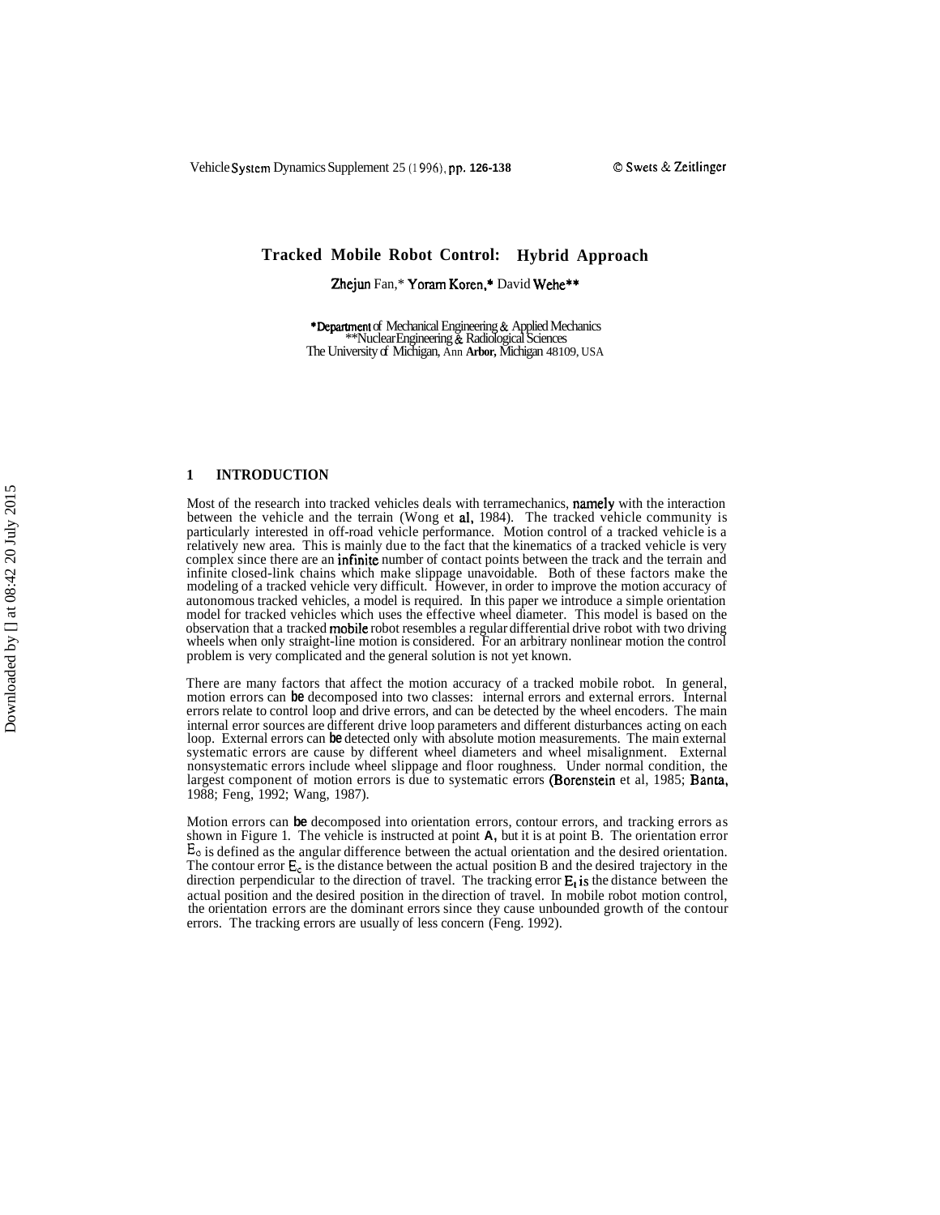# Tracked Mobile Robot Control: Hybrid Approach

Zhejun Fan,* Yoram Koren,* David Wehe**

*Department of Mechanical Engineering & Applied Mechanics
**Nuclear Engineering & Radiological Sciences
The University of Michigan, Ann Arbor, Michigan 48109, USA

## 1 INTRODUCTION

Most of the research into tracked vehicles deals with terramechanics, namely with the interaction between the vehicle and the terrain (Wong et al, 1984). The tracked vehicle community is particularly interested in off-road vehicle performance. Motion control of a tracked vehicle is a relatively new area. This is mainly due to the fact that the kinematics of a tracked vehicle is very complex since there are an infinite number of contact points between the track and the terrain and infinite closed-link chains which make slippage unavoidable. Both of these factors make the modeling of a tracked vehicle very difficult. However, in order to improve the motion accuracy of autonomous tracked vehicles, a model is required. In this paper we introduce a simple orientation model for tracked vehicles which uses the effective wheel diameter. This model is based on the observation that a tracked mobile robot resembles a regular differential drive robot with two driving wheels when only straight-line motion is considered. For an arbitrary nonlinear motion the control problem is very complicated and the general solution is not yet known.

There are many factors that affect the motion accuracy of a tracked mobile robot. In general, motion errors can be decomposed into two classes: internal errors and external errors. Internal errors relate to control loop and drive errors, and can be detected by the wheel encoders. The main internal error sources are different drive loop parameters and different disturbances acting on each loop. External errors can be detected only with absolute motion measurements. The main external systematic errors are cause by different wheel diameters and wheel misalignment. External nonsystematic errors include wheel slippage and floor roughness. Under normal condition, the largest component of motion errors is due to systematic errors (Borenstein et al, 1985; Banta, 1988; Feng, 1992; Wang, 1987).

Motion errors can be decomposed into orientation errors, contour errors, and tracking errors as shown in Figure 1. The vehicle is instructed at point A, but it is at point B. The orientation error $E_o$ is defined as the angular difference between the actual orientation and the desired orientation. The contour error $E_c$ is the distance between the actual position B and the desired trajectory in the direction perpendicular to the direction of travel. The tracking error $E_t$ is the distance between the actual position and the desired position in the direction of travel. In mobile robot motion control, the orientation errors are the dominant errors since they cause unbounded growth of the contour errors. The tracking errors are usually of less concern (Feng. 1992).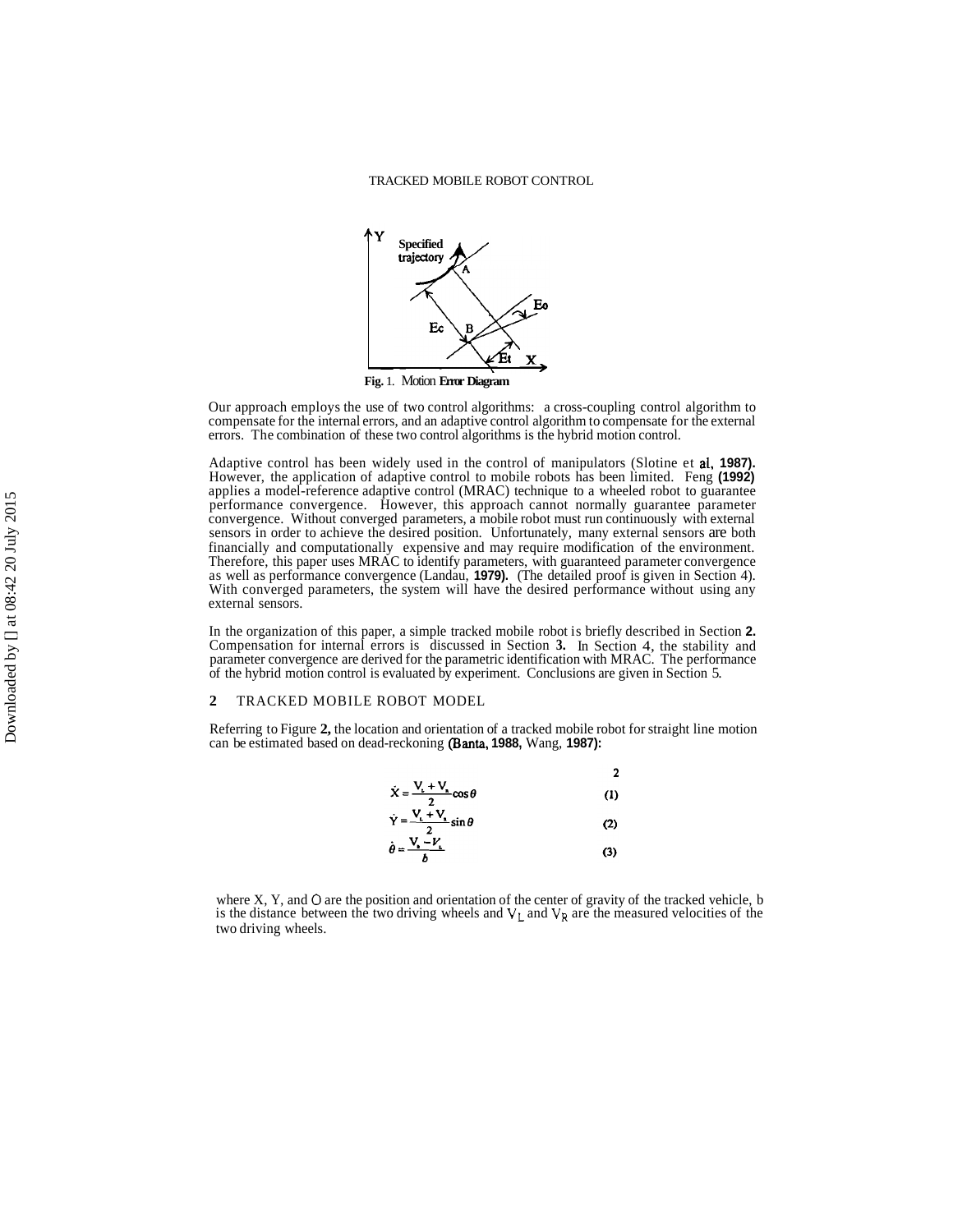Fig. 1. Motion Error Diagram

Our approach employs the use of two control algorithms: a cross-coupling control algorithm to compensate for the internal errors, and an adaptive control algorithm to compensate for the external errors. The combination of these two control algorithms is the hybrid motion control.

Adaptive control has been widely used in the control of manipulators (Slotine et al, 1987). However, the application of adaptive control to mobile robots has been limited. Feng (1992) applies a model-reference adaptive control (MRAC) technique to a wheeled robot to guarantee performance convergence. However, this approach cannot normally guarantee parameter convergence. Without converged parameters, a mobile robot must run continuously with external sensors in order to achieve the desired position. Unfortunately, many external sensors are both financially and computationally expensive and may require modification of the environment. Therefore, this paper uses MRAC to identify parameters, with guaranteed parameter convergence as well as performance convergence (Landau, 1979). (The detailed proof is given in Section 4). With converged parameters, the system will have the desired performance without using any external sensors.

In the organization of this paper, a simple tracked mobile robot is briefly described in Section 2. Compensation for internal errors is discussed in Section 3. In Section 4, the stability and parameter convergence are derived for the parametric identification with MRAC. The performance of the hybrid motion control is evaluated by experiment. Conclusions are given in Section 5.

## 2 TRACKED MOBILE ROBOT MODEL

Referring to Figure 2, the location and orientation of a tracked mobile robot for straight line motion can be estimated based on dead-reckoning (Banta, 1988, Wang, 1987):

$$\dot{X} = \frac{V_L + V_R}{2}\cos\theta \tag{1}$$

$$\dot{Y} = \frac{V_L + V_R}{2}\sin\theta \tag{2}$$

$$\dot{\theta} = \frac{V_R - V_L}{b} \tag{3}$$

where X, Y, and $\theta$ are the position and orientation of the center of gravity of the tracked vehicle, b is the distance between the two driving wheels and $V_L$ and $V_R$ are the measured velocities of the two driving wheels.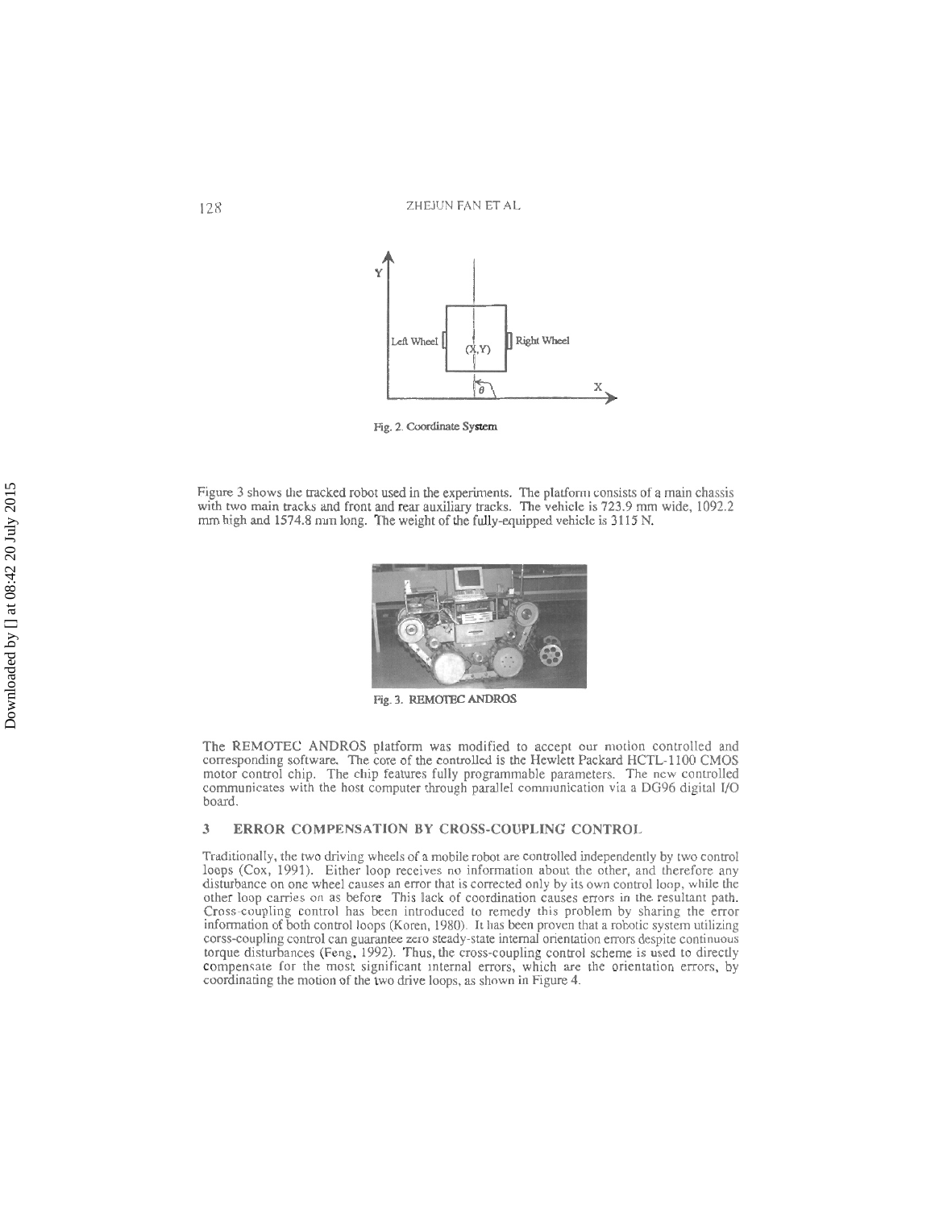Fig. 2. Coordinate System

Figure 3 shows the tracked robot used in the experiments. The platform consists of a main chassis with two main tracks and front and rear auxiliary tracks. The vehicle is 723.9 mm wide, 1092.2 mm high and 1574.8 mm long. The weight of the fully-equipped vehicle is 3115 N.

Fig. 3. REMOTEC ANDROS

The REMOTEC ANDROS platform was modified to accept our motion controlled and corresponding software. The core of the controlled is the Hewlett Packard HCTL-1100 CMOS motor control chip. The chip features fully programmable parameters. The new controlled communicates with the host computer through parallel communication via a DG96 digital I/O board.

## 3 ERROR COMPENSATION BY CROSS-COUPLING CONTROL

Traditionally, the two driving wheels of a mobile robot are controlled independently by two control loops (Cox, 1991). Either loop receives no information about the other, and therefore any disturbance on one wheel causes an error that is corrected only by its own control loop, while the other loop carries on as before This lack of coordination causes errors in the resultant path. Cross-coupling control has been introduced to remedy this problem by sharing the error information of both control loops (Koren, 1980). It has been proven that a robotic system utilizing corss-coupling control can guarantee zero steady-state internal orientation errors despite continuous torque disturbances (Feng, 1992). Thus, the cross-coupling control scheme is used to directly compensate for the most significant internal errors, which are the orientation errors, by coordinating the motion of the two drive loops, as shown in Figure 4.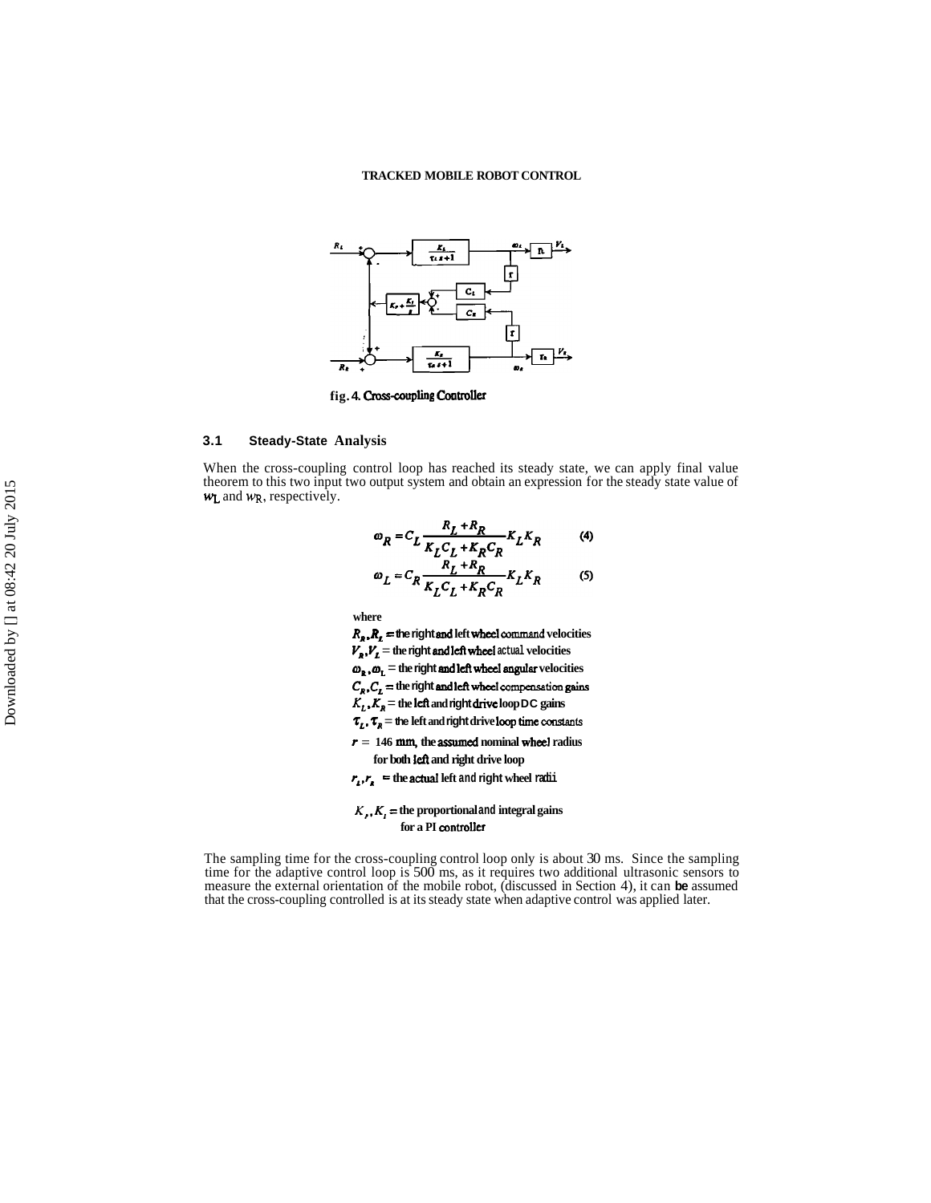fig. 4. Cross-coupling Controller

### 3.1 Steady-State Analysis

When the cross-coupling control loop has reached its steady state, we can apply final value theorem to this two input two output system and obtain an expression for the steady state value of $w_L$ and $w_R$, respectively.

$$\omega_R = C_L \frac{R_L + R_R}{K_L C_L + K_R C_R} K_L K_R \qquad (4)$$

$$\omega_L = C_R \frac{R_L + R_R}{K_L C_L + K_R C_R} K_L K_R \qquad (5)$$

where

$R_R, R_L$ = the right and left wheel command velocities

$V_R, V_L$ = the right and left wheel actual velocities

$\omega_R, \omega_L$ = the right and left wheel angular velocities

$C_R, C_L$ = the right and left wheel compensation gains

$K_L, K_R$ = the left and right drive loop DC gains

$\tau_L, \tau_R$ = the left and right drive loop time constants

$r$ = 146 mm, the assumed nominal wheel radius for both left and right drive loop

$r_L, r_R$ = the actual left and right wheel radii

$K_P, K_I$ = the proportional and integral gains for a PI controller

The sampling time for the cross-coupling control loop only is about 30 ms. Since the sampling time for the adaptive control loop is 500 ms, as it requires two additional ultrasonic sensors to measure the external orientation of the mobile robot, (discussed in Section 4), it can be assumed that the cross-coupling controlled is at its steady state when adaptive control was applied later.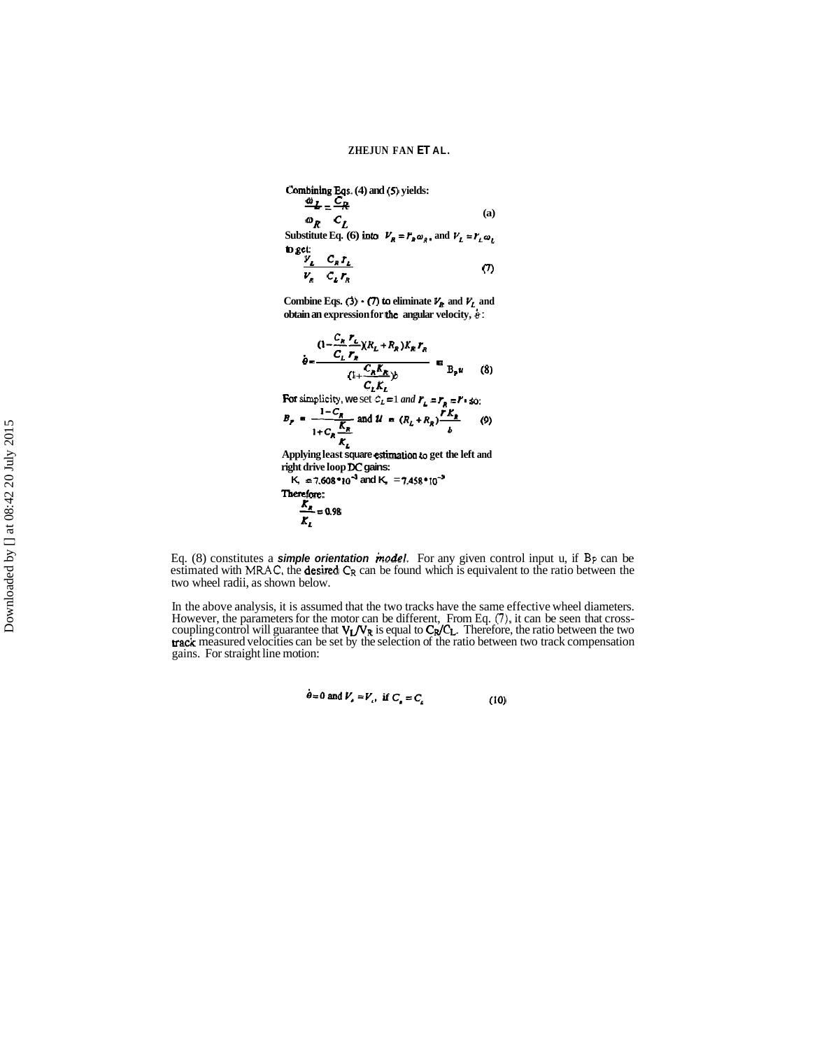Combining Eqs. (4) and (5) yields:

$$\frac{\omega_L}{\omega_R} = \frac{C_R}{C_L} \qquad \text{(a)}$$

Substitute Eq. (6) into $V_R = r_R\omega_R$, and $V_L = r_L\omega_L$ to get:

$$\frac{V_L}{V_R} = \frac{C_R r_L}{C_L r_R} \qquad (7)$$

Combine Eqs. (3) - (7) to eliminate $V_R$ and $V_L$ and obtain an expression for the angular velocity, $\dot{\theta}$:

$$\dot{\theta} = \frac{(1 - \frac{C_R}{C_L}\frac{r_L}{r_R})(R_L + R_R)K_R r_R}{(1 + \frac{C_R K_R}{C_L K_L})b} = B_p u \qquad (8)$$

For simplicity, we set $C_L = 1$ and $r_L = r_R = r$, so:

$$B_P = \frac{1 - C_R}{1 + C_R \frac{K_R}{K_L}} \text{ and } u = (R_L + R_R)\frac{rK_R}{b} \qquad (9)$$

Applying least square estimation to get the left and right drive loop DC gains:

$K_l = 7.608 * 10^{-3}$ and $K_r = 7.458 * 10^{-3}$

Therefore:

$$\frac{K_R}{K_L} = 0.98$$

Eq. (8) constitutes a ***simple orientation model***. For any given control input u, if $B_P$ can be estimated with MRAC, the desired $C_R$ can be found which is equivalent to the ratio between the two wheel radii, as shown below.

In the above analysis, it is assumed that the two tracks have the same effective wheel diameters. However, the parameters for the motor can be different, From Eq. (7), it can be seen that cross-coupling control will guarantee that $V_L/V_R$ is equal to $C_R/C_L$. Therefore, the ratio between the two track measured velocities can be set by the selection of the ratio between two track compensation gains. For straight line motion:

$$\dot{\theta} = 0 \text{ and } V_r = V_l, \text{ if } C_r = C_l \qquad (10)$$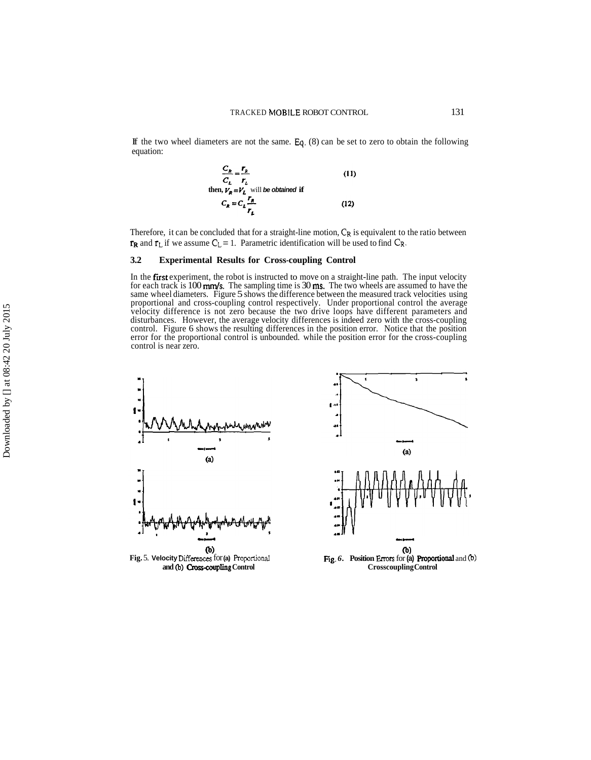If the two wheel diameters are not the same. Eq. (8) can be set to zero to obtain the following equation:

$$\frac{C_R}{C_L} = \frac{r_R}{r_L} \tag{11}$$

then, $V_R = V_L$ will *be obtained* **if**

$$C_R = C_L \frac{r_R}{r_L} \tag{12}$$

Therefore, it can be concluded that for a straight-line motion, $C_R$ is equivalent to the ratio between $r_R$ and $r_L$ if we assume $C_L = 1$. Parametric identification will be used to find $C_R$.

### 3.2 Experimental Results for Cross-coupling Control

In the first experiment, the robot is instructed to move on a straight-line path. The input velocity for each track is 100 mm/s. The sampling time is 30 ms. The two wheels are assumed to have the same wheel diameters. Figure 5 shows the difference between the measured track velocities using proportional and cross-coupling control respectively. Under proportional control the average velocity difference is not zero because the two drive loops have different parameters and disturbances. However, the average velocity differences is indeed zero with the cross-coupling control. Figure 6 shows the resulting differences in the position error. Notice that the position error for the proportional control is unbounded. while the position error for the cross-coupling control is near zero.

(a)

(b)

**Fig. 5. Velocity Differences for (a) Proportional and (b) Cross-coupling Control**

(a)

(b)

**Fig. 6. Position Errors for (a) Proportional and (b) Crosscoupling Control**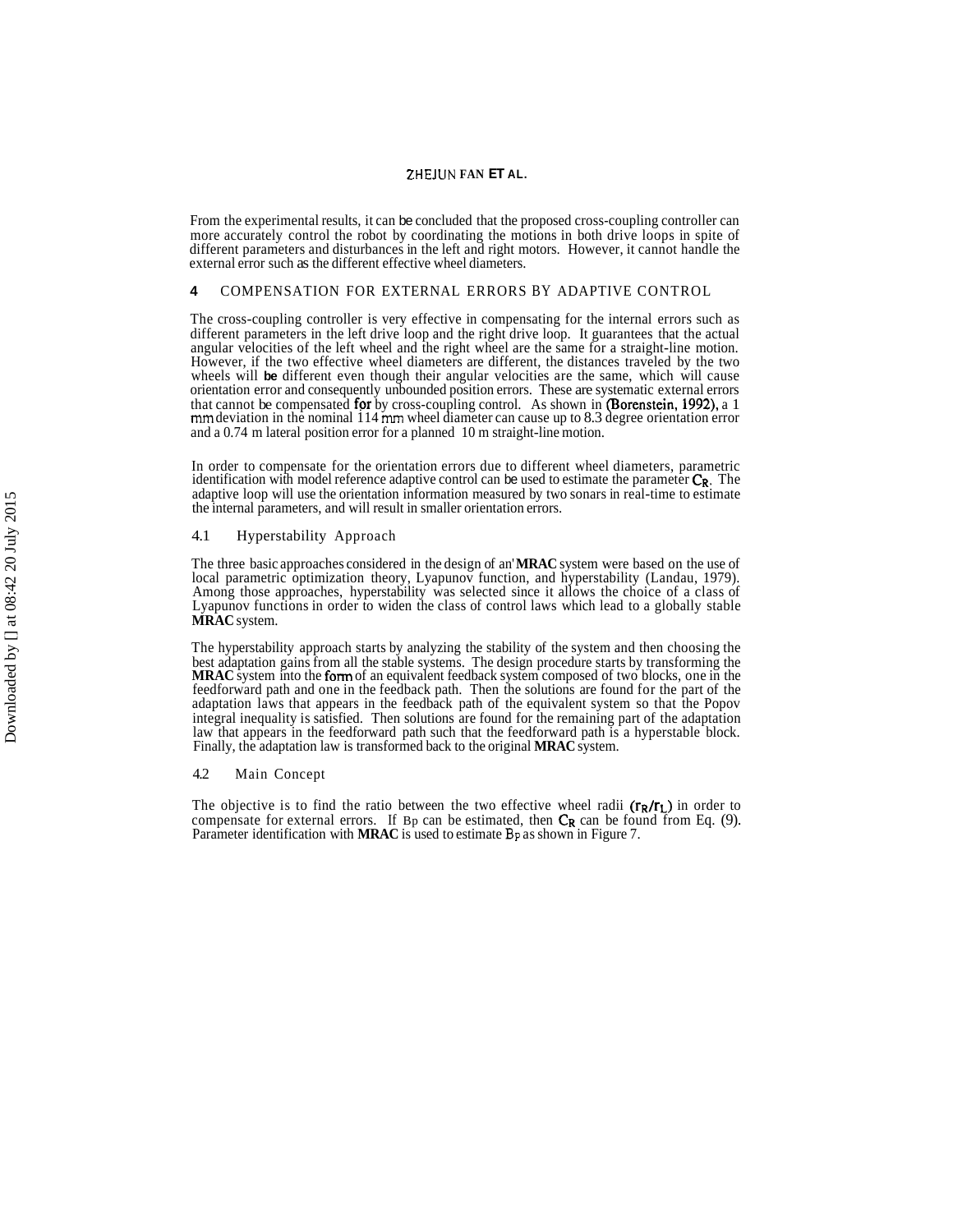From the experimental results, it can be concluded that the proposed cross-coupling controller can more accurately control the robot by coordinating the motions in both drive loops in spite of different parameters and disturbances in the left and right motors. However, it cannot handle the external error such as the different effective wheel diameters.

## 4 COMPENSATION FOR EXTERNAL ERRORS BY ADAPTIVE CONTROL

The cross-coupling controller is very effective in compensating for the internal errors such as different parameters in the left drive loop and the right drive loop. It guarantees that the actual angular velocities of the left wheel and the right wheel are the same for a straight-line motion. However, if the two effective wheel diameters are different, the distances traveled by the two wheels will be different even though their angular velocities are the same, which will cause orientation error and consequently unbounded position errors. These are systematic external errors that cannot be compensated for by cross-coupling control. As shown in (Borenstein, 1992), a 1 mm deviation in the nominal 114 mm wheel diameter can cause up to 8.3 degree orientation error and a 0.74 m lateral position error for a planned 10 m straight-line motion.

In order to compensate for the orientation errors due to different wheel diameters, parametric identification with model reference adaptive control can be used to estimate the parameter $C_R$. The adaptive loop will use the orientation information measured by two sonars in real-time to estimate the internal parameters, and will result in smaller orientation errors.

### 4.1 Hyperstability Approach

The three basic approaches considered in the design of an **MRAC** system were based on the use of local parametric optimization theory, Lyapunov function, and hyperstability (Landau, 1979). Among those approaches, hyperstability was selected since it allows the choice of a class of Lyapunov functions in order to widen the class of control laws which lead to a globally stable **MRAC** system.

The hyperstability approach starts by analyzing the stability of the system and then choosing the best adaptation gains from all the stable systems. The design procedure starts by transforming the **MRAC** system into the form of an equivalent feedback system composed of two blocks, one in the feedforward path and one in the feedback path. Then the solutions are found for the part of the adaptation laws that appears in the feedback path of the equivalent system so that the Popov integral inequality is satisfied. Then solutions are found for the remaining part of the adaptation law that appears in the feedforward path such that the feedforward path is a hyperstable block. Finally, the adaptation law is transformed back to the original **MRAC** system.

### 4.2 Main Concept

The objective is to find the ratio between the two effective wheel radii $(r_R/r_L)$ in order to compensate for external errors. If $B_P$ can be estimated, then $C_R$ can be found from Eq. (9). Parameter identification with **MRAC** is used to estimate $B_P$ as shown in Figure 7.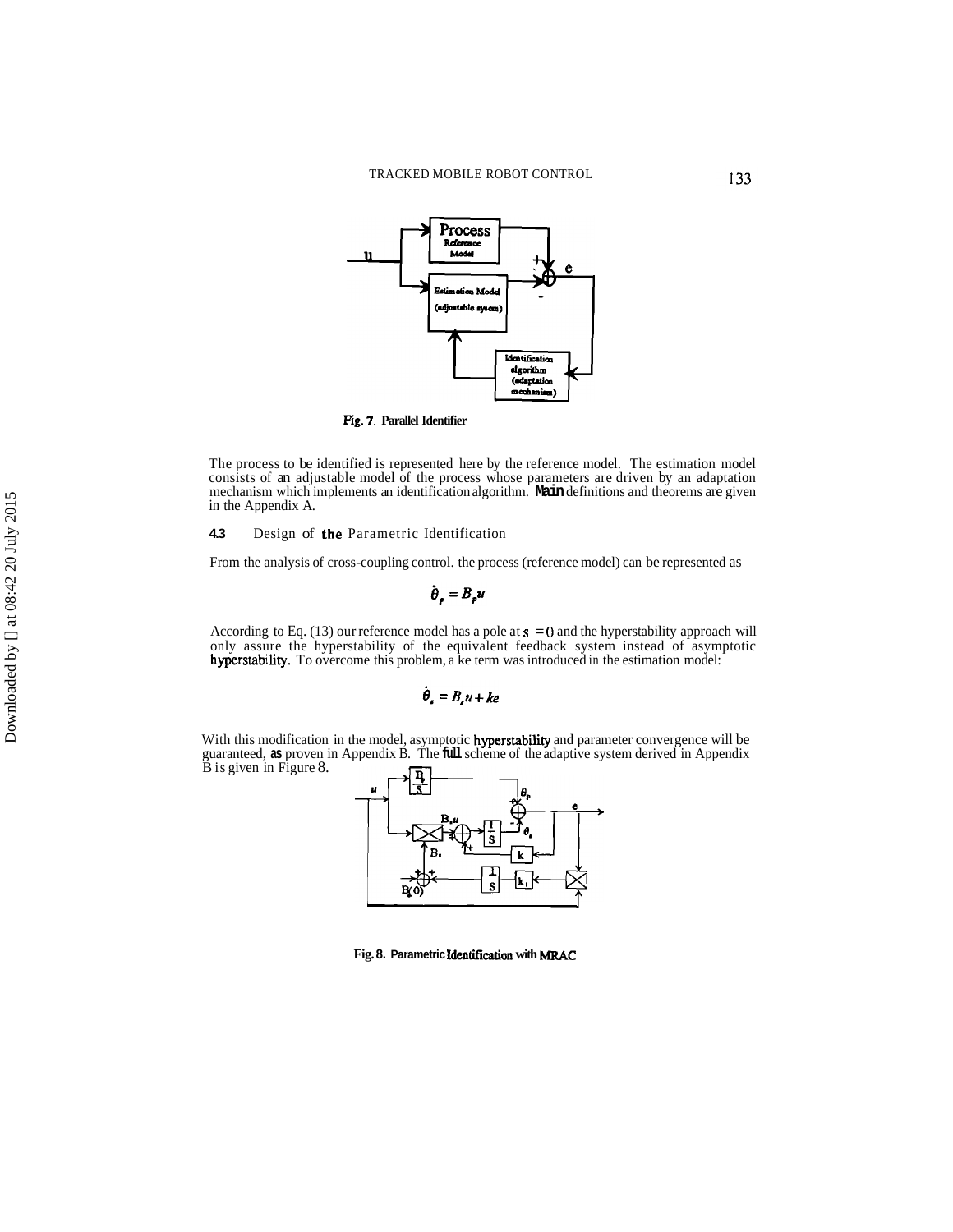Fig. 7. Parallel Identifier

The process to be identified is represented here by the reference model. The estimation model consists of an adjustable model of the process whose parameters are driven by an adaptation mechanism which implements an identification algorithm. Main definitions and theorems are given in the Appendix A.

### 4.3 Design of the Parametric Identification

From the analysis of cross-coupling control. the process (reference model) can be represented as

$$\dot{\theta}_p = B_p u$$

According to Eq. (13) our reference model has a pole at $s = 0$ and the hyperstability approach will only assure the hyperstability of the equivalent feedback system instead of asymptotic hyperstability. To overcome this problem, a ke term was introduced in the estimation model:

$$\dot{\theta}_e = B_e u + ke$$

With this modification in the model, asymptotic hyperstability and parameter convergence will be guaranteed, as proven in Appendix B. The full scheme of the adaptive system derived in Appendix B is given in Figure 8.

Fig. 8. Parametric Identification with MRAC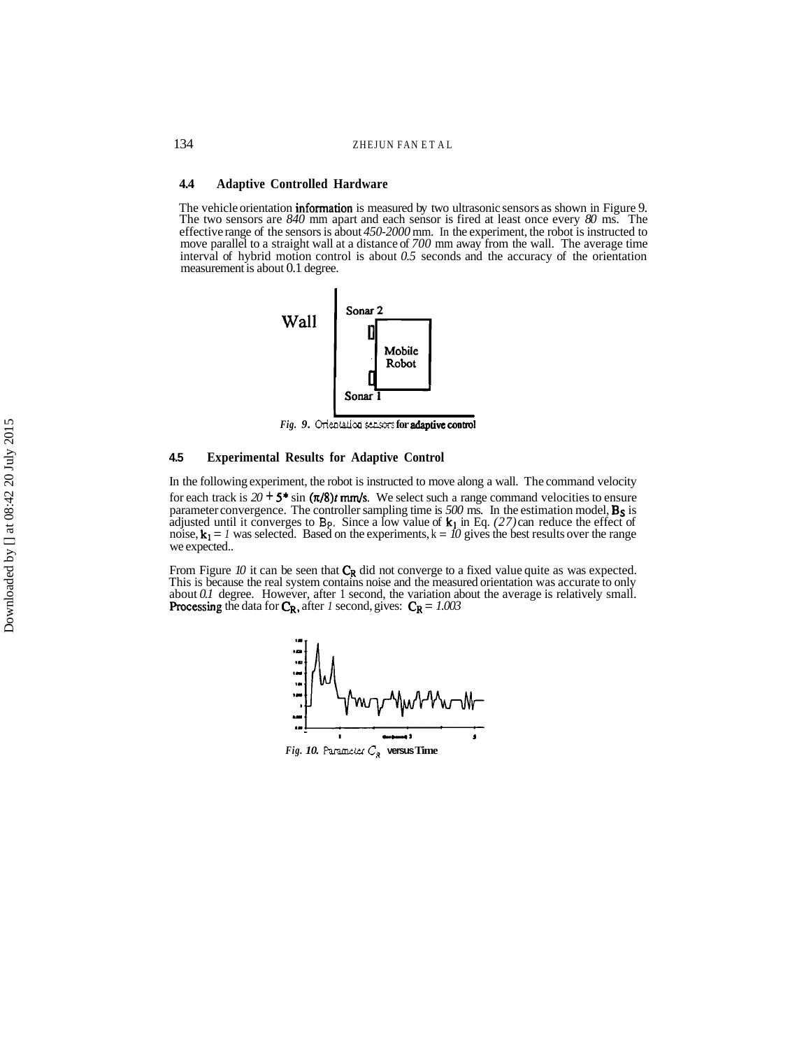### 4.4 Adaptive Controlled Hardware

The vehicle orientation information is measured by two ultrasonic sensors as shown in Figure 9. The two sensors are *840* mm apart and each sensor is fired at least once every *80* ms. The effective range of the sensors is about *450-2000* mm. In the experiment, the robot is instructed to move parallel to a straight wall at a distance of *700* mm away from the wall. The average time interval of hybrid motion control is about *0.5* seconds and the accuracy of the orientation measurement is about 0.1 degree.

*Fig. 9.* Orientation sensors for adaptive control

### 4.5 Experimental Results for Adaptive Control

In the following experiment, the robot is instructed to move along a wall. The command velocity for each track is $20 + 5 * \sin(\pi/8)t$ mm/s. We select such a range command velocities to ensure parameter convergence. The controller sampling time is *500* ms. In the estimation model, $B_S$ is adjusted until it converges to $B_P$. Since a low value of $k_1$ in Eq. *(27)* can reduce the effect of noise, $k_1 = 1$ was selected. Based on the experiments, $k = 10$ gives the best results over the range we expected..

From Figure *10* it can be seen that $C_R$ did not converge to a fixed value quite as was expected. This is because the real system contains noise and the measured orientation was accurate to only about *0.1* degree. However, after 1 second, the variation about the average is relatively small. Processing the data for $C_R$, after *1* second, gives: $C_R = 1.003$

*Fig. 10.* Parameter $C_R$ versus Time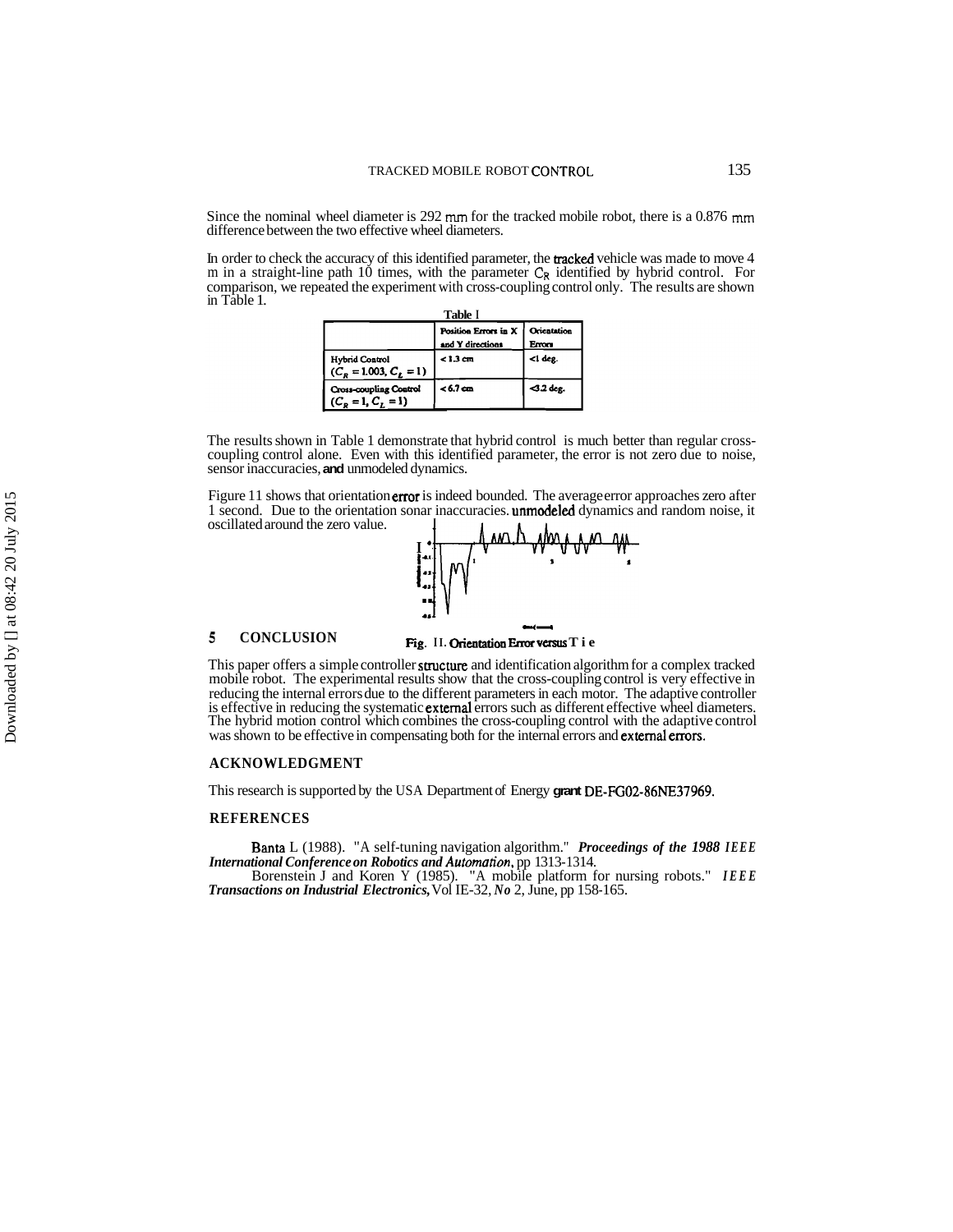Since the nominal wheel diameter is 292 mm for the tracked mobile robot, there is a 0.876 mm difference between the two effective wheel diameters.

In order to check the accuracy of this identified parameter, the tracked vehicle was made to move 4 m in a straight-line path 10 times, with the parameter $C_R$ identified by hybrid control. For comparison, we repeated the experiment with cross-coupling control only. The results are shown in Table 1.

**Table I**

| | Position Errors in X and Y directions | Orientation Errors |
|---|---|---|
| Hybrid Control ($C_R = 1.003, C_L = 1$) | < 1.3 cm | <1 deg. |
| Cross-coupling Control ($C_R = 1, C_L = 1$) | < 6.7 cm | <3.2 deg. |

The results shown in Table 1 demonstrate that hybrid control is much better than regular cross-coupling control alone. Even with this identified parameter, the error is not zero due to noise, sensor inaccuracies, and unmodeled dynamics.

Figure 11 shows that orientation error is indeed bounded. The average error approaches zero after 1 second. Due to the orientation sonar inaccuracies, unmodeled dynamics and random noise, it oscillated around the zero value.

Fig. 11. Orientation Error versus Time

## 5 CONCLUSION

This paper offers a simple controller structure and identification algorithm for a complex tracked mobile robot. The experimental results show that the cross-coupling control is very effective in reducing the internal errors due to the different parameters in each motor. The adaptive controller is effective in reducing the systematic external errors such as different effective wheel diameters. The hybrid motion control which combines the cross-coupling control with the adaptive control was shown to be effective in compensating both for the internal errors and external errors.

### ACKNOWLEDGMENT

This research is supported by the USA Department of Energy grant DE-FG02-86NE37969.

### REFERENCES

Banta L (1988). "A self-tuning navigation algorithm." ***Proceedings of the 1988 IEEE International Conference on Robotics and Automation***, pp 1313-1314.

Borenstein J and Koren Y (1985). "A mobile platform for nursing robots." ***IEEE Transactions on Industrial Electronics,*** Vol IE-32, *No* 2, June, pp 158-165.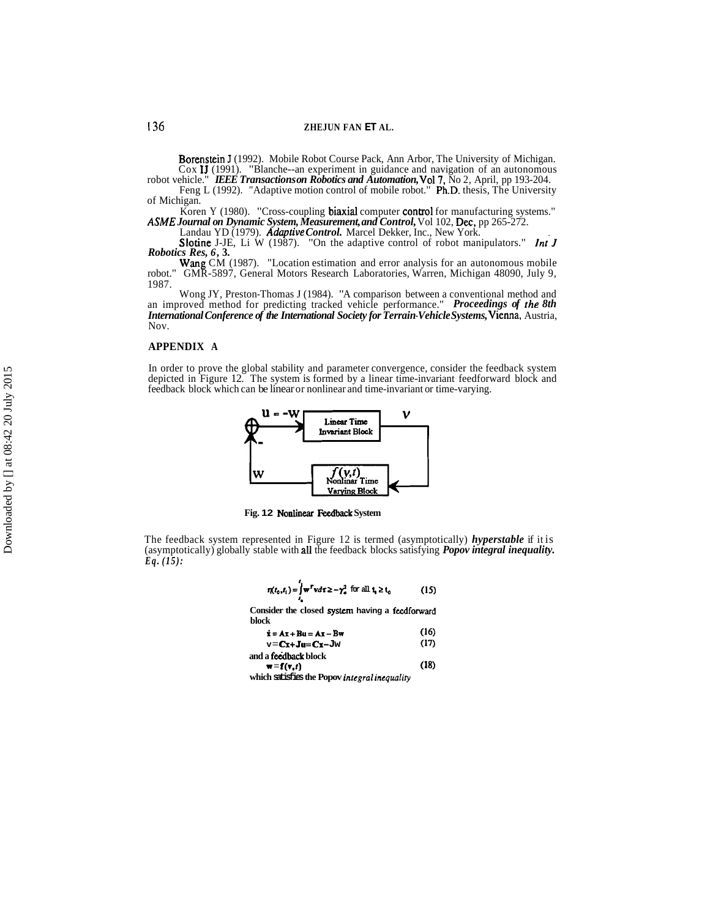Borenstein J (1992). Mobile Robot Course Pack, Ann Arbor, The University of Michigan.

Cox IJ (1991). "Blanche--an experiment in guidance and navigation of an autonomous robot vehicle." *IEEE Transactions on Robotics and Automation,* Vol 7, No 2, April, pp 193-204.

Feng L (1992). "Adaptive motion control of mobile robot." Ph.D. thesis, The University of Michigan.

Koren Y (1980). "Cross-coupling biaxial computer control for manufacturing systems." *ASME Journal on Dynamic System, Measurement, and Control,* Vol 102, Dec, pp 265-272.

Landau YD (1979). *Adaptive Control.* Marcel Dekker, Inc., New York.

Slotine J-JE, Li W (1987). "On the adaptive control of robot manipulators." *Int J Robotics Res, 6*, 3.

Wang CM (1987). "Location estimation and error analysis for an autonomous mobile robot." GMR-5897, General Motors Research Laboratories, Warren, Michigan 48090, July 9, 1987.

Wong JY, Preston-Thomas J (1984). "A comparison between a conventional method and an improved method for predicting tracked vehicle performance." *Proceedings of the 8th International Conference of the International Society for Terrain-Vehicle Systems,* Vienna, Austria, Nov.

## APPENDIX A

In order to prove the global stability and parameter convergence, consider the feedback system depicted in Figure 12. The system is formed by a linear time-invariant feedforward block and feedback block which can be linear or nonlinear and time-invariant or time-varying.

Fig. 12 Nonlinear Feedback System

The feedback system represented in Figure 12 is termed (asymptotically) ***hyperstable*** if it is (asymptotically) globally stable with all the feedback blocks satisfying ***Popov integral inequality. Eq. (15):***

$$\eta(t_0, t_1) = \int_{t_0}^{t_1} \mathbf{w}^T \mathbf{v} \, d\tau \geq -\gamma_o^2 \quad \text{for all } t_1 \geq t_0 \tag{15}$$

Consider the closed system having a feedforward block

$$\dot{\mathbf{x}} = \mathbf{A}\mathbf{x} + \mathbf{B}\mathbf{u} = \mathbf{A}\mathbf{x} - \mathbf{B}\mathbf{w} \tag{16}$$

$$\mathbf{v} = \mathbf{C}\mathbf{x} + \mathbf{J}\mathbf{u} = \mathbf{C}\mathbf{x} - \mathbf{J}\mathbf{w} \tag{17}$$

and a feedback block

$$\mathbf{w} = \mathbf{f}(\mathbf{v}, t) \tag{18}$$

which satisfies the Popov *integral inequality*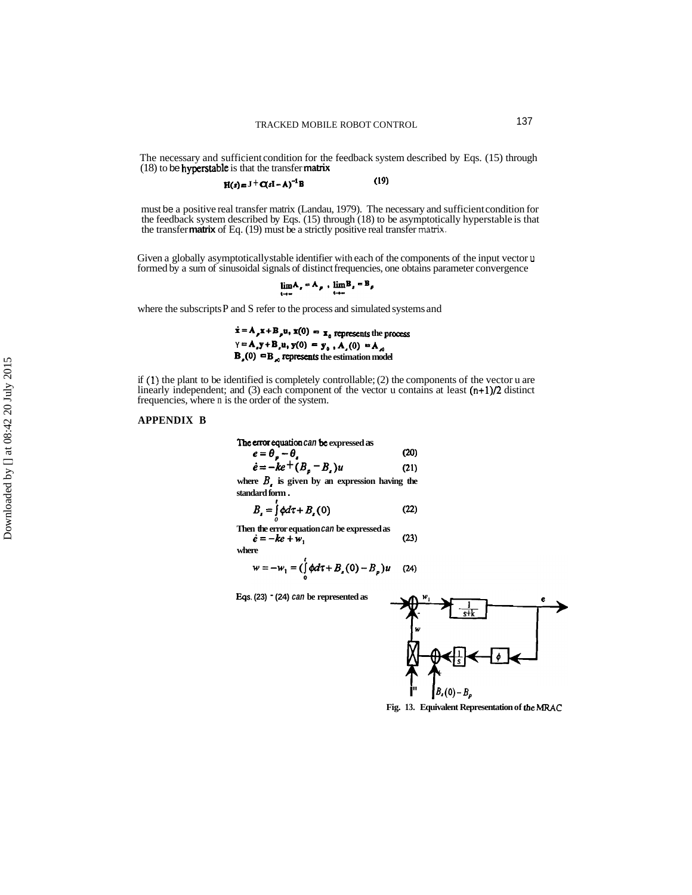The necessary and sufficient condition for the feedback system described by Eqs. (15) through (18) to be hyperstable is that the transfer matrix

$$H(s) = J + C(sI - A)^{-1}B \tag{19}$$

must be a positive real transfer matrix (Landau, 1979). The necessary and sufficient condition for the feedback system described by Eqs. (15) through (18) to be asymptotically hyperstable is that the transfer matrix of Eq. (19) must be a strictly positive real transfer matrix.

Given a globally asymptotically stable identifier with each of the components of the input vector u formed by a sum of sinusoidal signals of distinct frequencies, one obtains parameter convergence

$$\lim_{t\to\infty} A_s = A_p \;, \; \lim_{t\to\infty} B_s = B_p$$

where the subscripts P and S refer to the process and simulated systems and

$\dot{x} = A_p x + B_p u,\ x(0) = x_0$ represents the process
$\dot{y} = A_s y + B_s u,\ y(0) = y_0\ ,\ A_s(0) = A_{s0}$
$B_s(0) = B_{s0}$ represents the estimation model

if (1) the plant to be identified is completely controllable; (2) the components of the vector u are linearly independent; and (3) each component of the vector u contains at least $(n+1)/2$ distinct frequencies, where n is the order of the system.

**APPENDIX B**

**The error equation can be expressed as**

$$e = \theta_p - \theta_s \tag{20}$$

$$\dot{e} = -ke + (B_p - B_s)u \tag{21}$$

**where $B_s$ is given by an expression having the standard form .**

$$B_s = \int_0^t \phi d\tau + B_s(0) \tag{22}$$

**Then the error equation can be expressed as**

$$\dot{e} = -ke + w_1 \tag{23}$$

**where**

$$w = -w_1 = \left(\int_0^t \phi d\tau + B_s(0) - B_p\right)u \tag{24}$$

**Eqs. (23) - (24) can be represented as**

**Fig. 13. Equivalent Representation of the MRAC**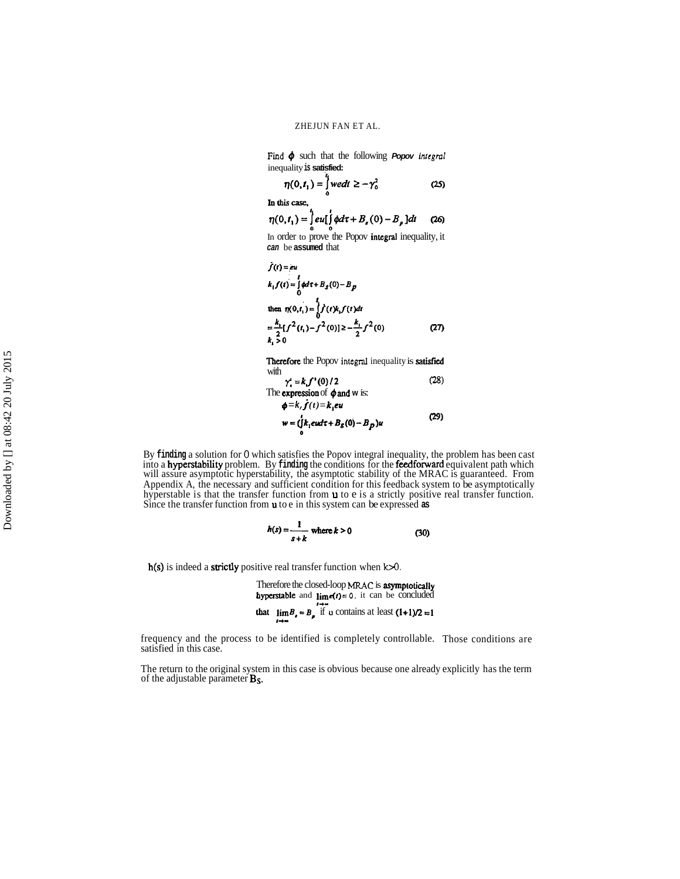Find $\phi$ such that the following *Popov integral* inequality is satisfied:

$$\eta(0,t_1) = \int_0^{t_1} wedt \geq -\gamma_0^2 \qquad (25)$$

In this case,

$$\eta(0,t_1) = \int_0^{t_1} eu\left[\int_0^t \phi d\tau + B_s(0) - B_p\right]dt \qquad (26)$$

In order to prove the Popov integral inequality, it can be assumed that

$$\dot{f}(t) = eu$$

$$k_1 f(t) = \int_0^t \phi d\tau + B_S(0) - B_p$$

$$\text{then } \eta(0,t_1) = \int_0^{t_1} \dot{f}(t) k_1 f(t) dt$$

$$= \frac{k_1}{2}[f^2(t_1) - f^2(0)] \geq -\frac{k_1}{2} f^2(0) \qquad (27)$$

$$k_1 > 0$$

Therefore the Popov integral inequality is satisfied with

$$\gamma_*^2 = k_1 f^2(0)/2 \qquad (28)$$

The expression of $\phi$ and w is:

$$\phi = k_1 \dot{f}(t) = k_1 eu$$

$$w = \left(\int_0^t k_1 eud\tau + B_S(0) - B_P\right)u \qquad (29)$$

By finding a solution for 0 which satisfies the Popov integral inequality, the problem has been cast into a hyperstability problem. By finding the conditions for the feedforward equivalent path which will assure asymptotic hyperstability, the asymptotic stability of the MRAC is guaranteed. From Appendix A, the necessary and sufficient condition for this feedback system to be asymptotically hyperstable is that the transfer function from u to e is a strictly positive real transfer function. Since the transfer function from u to e in this system can be expressed as

$$h(s) = \frac{1}{s+k} \text{ where } k > 0 \qquad (30)$$

h(s) is indeed a strictly positive real transfer function when k>0.

Therefore the closed-loop MRAC is asymptotically hyperstable and $\lim_{t\to\infty} e(t) = 0$, it can be concluded that $\lim_{t\to\infty} B_s = B_p$ if u contains at least $(1+1)/2 = 1$ frequency and the process to be identified is completely controllable. Those conditions are satisfied in this case.

The return to the original system in this case is obvious because one already explicitly has the term of the adjustable parameter $B_S$.